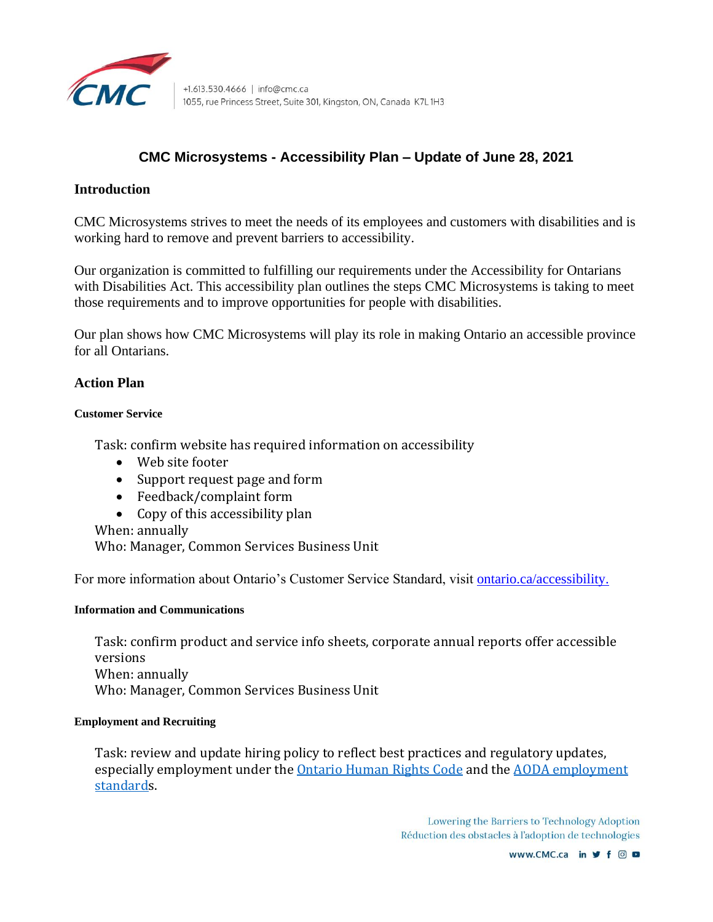# CMC Microsystems - Accessibility Plan – Update of June 28, 2021

## Introduction

CMC Microsystems strives to meet the needs of its employees and customers with disabilities and is working hard to remove and prevent barriers to accessibility.

Our organization is committed to fulfilling our requirements under the Accessibility for Ontarians with Disabilities Act. This accessibility plan outlines the steps CMC Microsystems is taking to meet those requirements and to improve opportunities for people with disabilities.

Our plan shows how CMC Microsystems will play its role in making Ontario an accessible province for all Ontarians.

## Action Plan

### Customer Service

Task: confirm website has required information on accessibility

- Web site footer
- Support request page and form
- Feedback/complaint form
- Copy of this accessibility plan

When: annually
Who: Manager, Common Services Business Unit

For more information about Ontario's Customer Service Standard, visit [ontario.ca/accessibility.](ontario.ca/accessibility)

### Information and Communications

Task: confirm product and service info sheets, corporate annual reports offer accessible versions
When: annually
Who: Manager, Common Services Business Unit

### Employment and Recruiting

Task: review and update hiring policy to reflect best practices and regulatory updates, especially employment under the Ontario Human Rights Code and the AODA employment standards.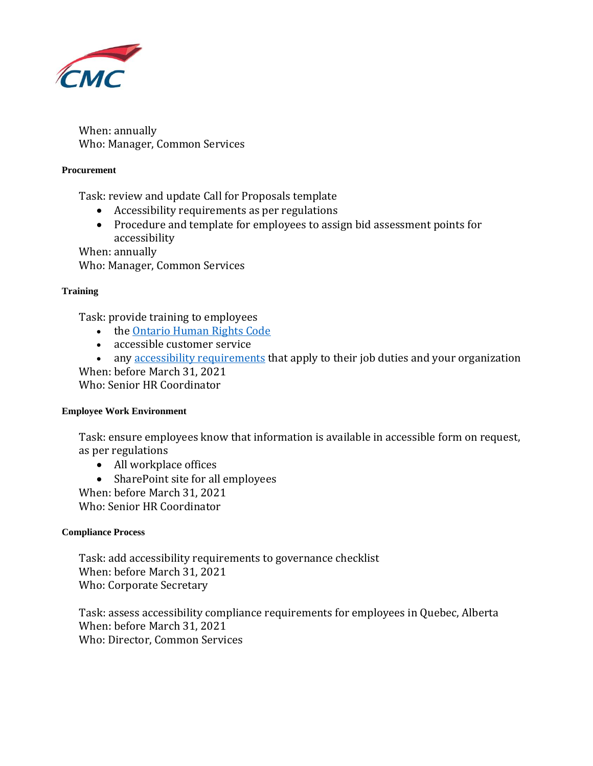When: annually
Who: Manager, Common Services

#### Procurement

Task: review and update Call for Proposals template

- Accessibility requirements as per regulations
- Procedure and template for employees to assign bid assessment points for accessibility

When: annually
Who: Manager, Common Services

#### Training

Task: provide training to employees

- the [Ontario Human Rights Code]
- accessible customer service
- any [accessibility requirements] that apply to their job duties and your organization

When: before March 31, 2021
Who: Senior HR Coordinator

#### Employee Work Environment

Task: ensure employees know that information is available in accessible form on request, as per regulations

- All workplace offices
- SharePoint site for all employees

When: before March 31, 2021
Who: Senior HR Coordinator

#### Compliance Process

Task: add accessibility requirements to governance checklist
When: before March 31, 2021
Who: Corporate Secretary

Task: assess accessibility compliance requirements for employees in Quebec, Alberta
When: before March 31, 2021
Who: Director, Common Services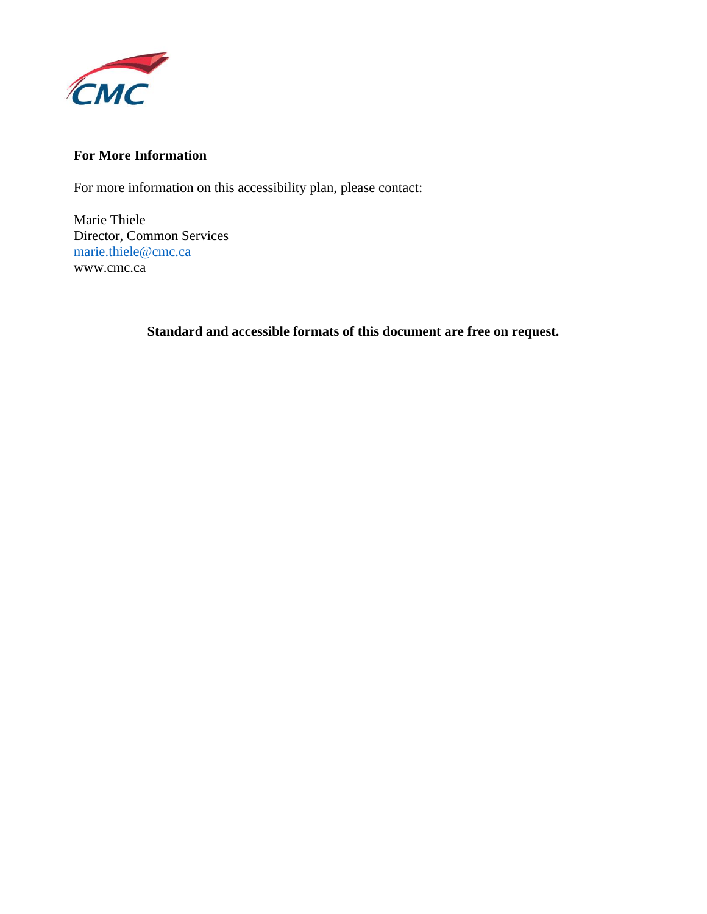## For More Information

For more information on this accessibility plan, please contact:

Marie Thiele
Director, Common Services
marie.thiele@cmc.ca
www.cmc.ca

**Standard and accessible formats of this document are free on request.**